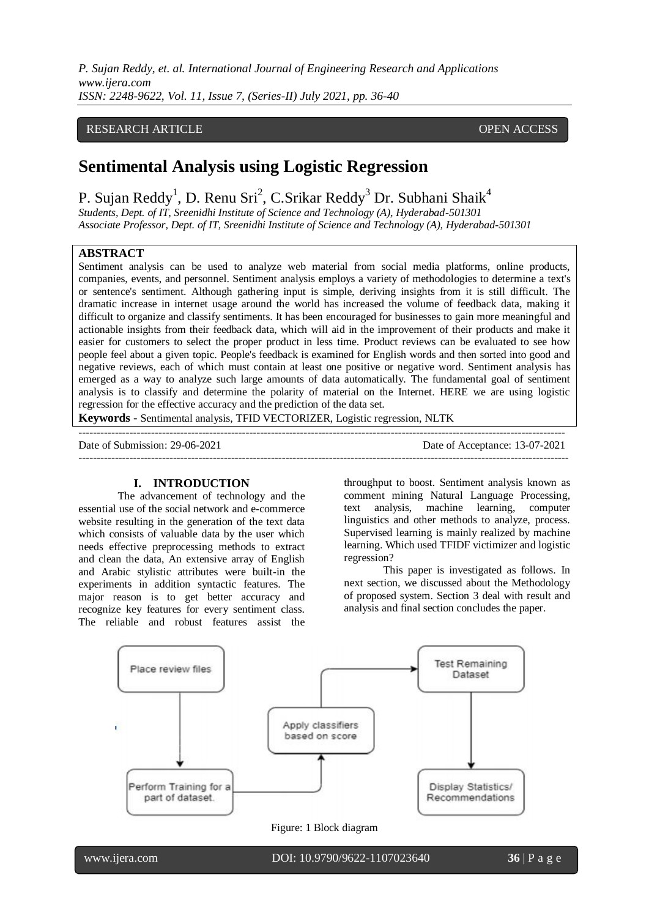RESEARCH ARTICLE OPEN ACCESS

# Sentimental Analysis using Logistic Regression

P. Sujan Reddy[1], D. Renu Sri[2], C.Srikar Reddy[3] Dr. Subhani Shaik[4]

*Students, Dept. of IT, Sreenidhi Institute of Science and Technology (A), Hyderabad-501301*
*Associate Professor, Dept. of IT, Sreenidhi Institute of Science and Technology (A), Hyderabad-501301*

## ABSTRACT

Sentiment analysis can be used to analyze web material from social media platforms, online products, companies, events, and personnel. Sentiment analysis employs a variety of methodologies to determine a text's or sentence's sentiment. Although gathering input is simple, deriving insights from it is still difficult. The dramatic increase in internet usage around the world has increased the volume of feedback data, making it difficult to organize and classify sentiments. It has been encouraged for businesses to gain more meaningful and actionable insights from their feedback data, which will aid in the improvement of their products and make it easier for customers to select the proper product in less time. Product reviews can be evaluated to see how people feel about a given topic. People's feedback is examined for English words and then sorted into good and negative reviews, each of which must contain at least one positive or negative word. Sentiment analysis has emerged as a way to analyze such large amounts of data automatically. The fundamental goal of sentiment analysis is to classify and determine the polarity of material on the Internet. HERE we are using logistic regression for the effective accuracy and the prediction of the data set.

**Keywords -** Sentimental analysis, TFID VECTORIZER, Logistic regression, NLTK

---

Date of Submission: 29-06-2021 Date of Acceptance: 13-07-2021

---

## I. INTRODUCTION

The advancement of technology and the essential use of the social network and e-commerce website resulting in the generation of the text data which consists of valuable data by the user which needs effective preprocessing methods to extract and clean the data, An extensive array of English and Arabic stylistic attributes were built-in the experiments in addition syntactic features. The major reason is to get better accuracy and recognize key features for every sentiment class. The reliable and robust features assist the throughput to boost. Sentiment analysis known as comment mining Natural Language Processing, text analysis, machine learning, computer linguistics and other methods to analyze, process. Supervised learning is mainly realized by machine learning. Which used TFIDF victimizer and logistic regression?

This paper is investigated as follows. In next section, we discussed about the Methodology of proposed system. Section 3 deal with result and analysis and final section concludes the paper.

Place review files → Perform Training for a part of dataset. → Apply classifiers based on score → Test Remaining Dataset → Display Statistics/ Recommendations

Figure: 1 Block diagram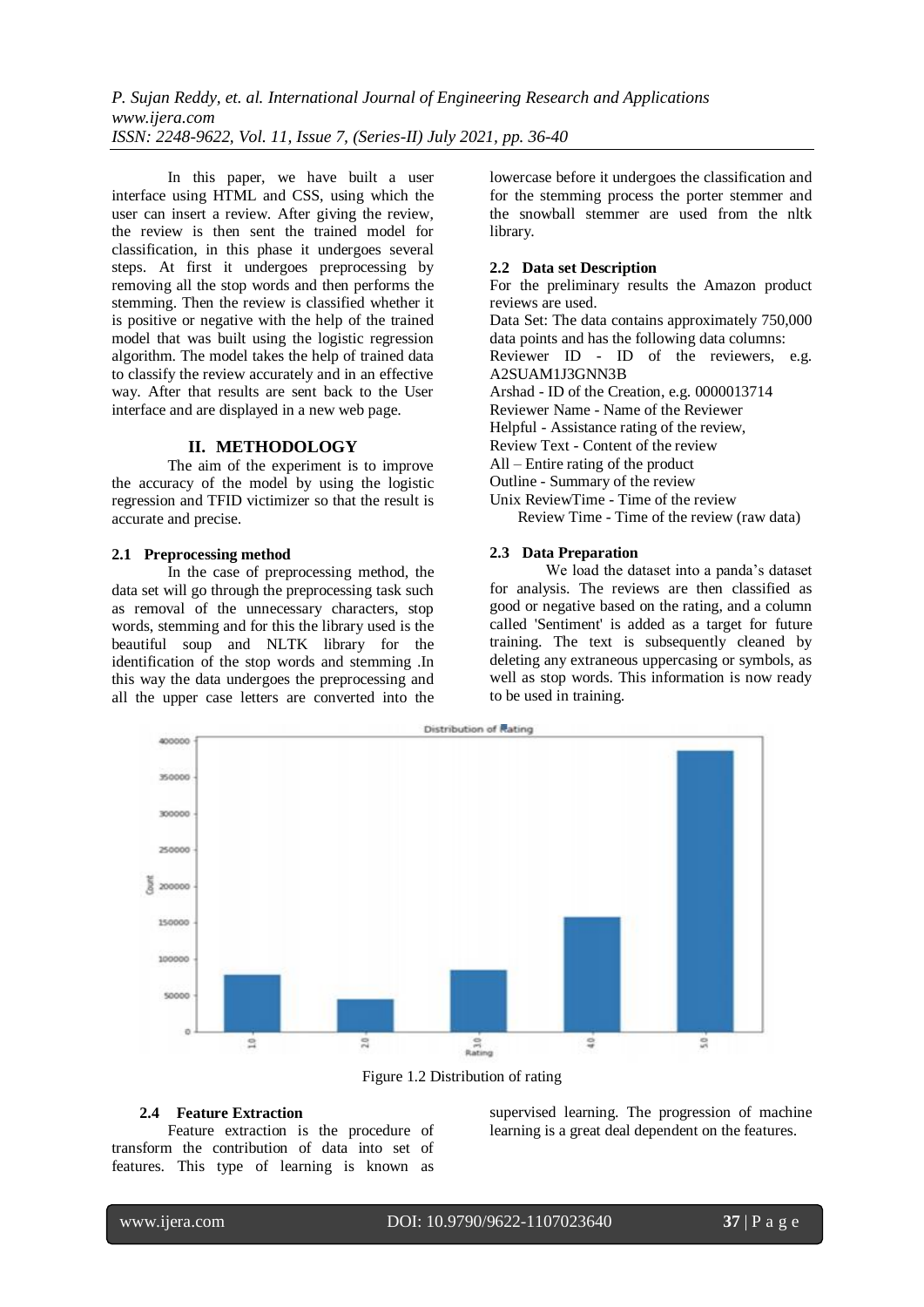In this paper, we have built a user interface using HTML and CSS, using which the user can insert a review. After giving the review, the review is then sent the trained model for classification, in this phase it undergoes several steps. At first it undergoes preprocessing by removing all the stop words and then performs the stemming. Then the review is classified whether it is positive or negative with the help of the trained model that was built using the logistic regression algorithm. The model takes the help of trained data to classify the review accurately and in an effective way. After that results are sent back to the User interface and are displayed in a new web page.

## II. METHODOLOGY

The aim of the experiment is to improve the accuracy of the model by using the logistic regression and TFID victimizer so that the result is accurate and precise.

### 2.1 Preprocessing method

In the case of preprocessing method, the data set will go through the preprocessing task such as removal of the unnecessary characters, stop words, stemming and for this the library used is the beautiful soup and NLTK library for the identification of the stop words and stemming .In this way the data undergoes the preprocessing and all the upper case letters are converted into the lowercase before it undergoes the classification and for the stemming process the porter stemmer and the snowball stemmer are used from the nltk library.

### 2.2 Data set Description

For the preliminary results the Amazon product reviews are used.

Data Set: The data contains approximately 750,000 data points and has the following data columns:

Reviewer ID - ID of the reviewers, e.g. A2SUAM1J3GNN3B

Arshad - ID of the Creation, e.g. 0000013714

Reviewer Name - Name of the Reviewer

Helpful - Assistance rating of the review,

Review Text - Content of the review

All – Entire rating of the product

Outline - Summary of the review

Unix ReviewTime - Time of the review

Review Time - Time of the review (raw data)

### 2.3 Data Preparation

We load the dataset into a panda's dataset for analysis. The reviews are then classified as good or negative based on the rating, and a column called 'Sentiment' is added as a target for future training. The text is subsequently cleaned by deleting any extraneous uppercase or symbols, as well as stop words. This information is now ready to be used in training.

Figure 1.2 Distribution of rating

### 2.4 Feature Extraction

Feature extraction is the procedure of transform the contribution of data into set of features. This type of learning is known as supervised learning. The progression of machine learning is a great deal dependent on the features.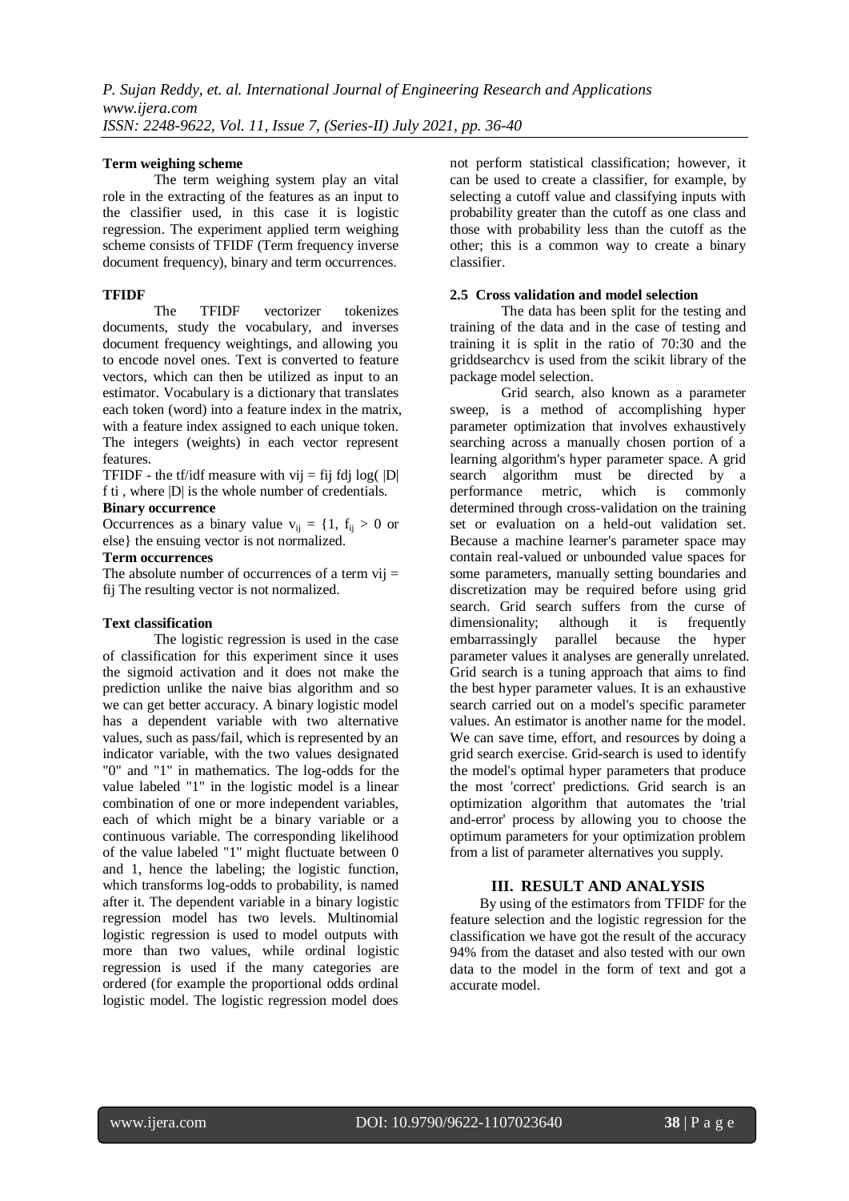**Term weighing scheme**

The term weighing system play an vital role in the extracting of the features as an input to the classifier used, in this case it is logistic regression. The experiment applied term weighing scheme consists of TFIDF (Term frequency inverse document frequency), binary and term occurrences.

**TFIDF**

The TFIDF vectorizer tokenizes documents, study the vocabulary, and inverses document frequency weightings, and allowing you to encode novel ones. Text is converted to feature vectors, which can then be utilized as input to an estimator. Vocabulary is a dictionary that translates each token (word) into a feature index in the matrix, with a feature index assigned to each unique token. The integers (weights) in each vector represent features.

TFIDF - the tf/idf measure with vij = fij fdj log( |D| f ti , where |D| is the whole number of credentials.

**Binary occurrence**

Occurrences as a binary value $v_{ij} = \{1, f_{ij} > 0$ or else$\}$ the ensuing vector is not normalized.

**Term occurrences**

The absolute number of occurrences of a term vij = fij The resulting vector is not normalized.

**Text classification**

The logistic regression is used in the case of classification for this experiment since it uses the sigmoid activation and it does not make the prediction unlike the naive bias algorithm and so we can get better accuracy. A binary logistic model has a dependent variable with two alternative values, such as pass/fail, which is represented by an indicator variable, with the two values designated "0" and "1" in mathematics. The log-odds for the value labeled "1" in the logistic model is a linear combination of one or more independent variables, each of which might be a binary variable or a continuous variable. The corresponding likelihood of the value labeled "1" might fluctuate between 0 and 1, hence the labeling; the logistic function, which transforms log-odds to probability, is named after it. The dependent variable in a binary logistic regression model has two levels. Multinomial logistic regression is used to model outputs with more than two values, while ordinal logistic regression is used if the many categories are ordered (for example the proportional odds ordinal logistic model. The logistic regression model does not perform statistical classification; however, it can be used to create a classifier, for example, by selecting a cutoff value and classifying inputs with probability greater than the cutoff as one class and those with probability less than the cutoff as the other; this is a common way to create a binary classifier.

### 2.5 Cross validation and model selection

The data has been split for the testing and training of the data and in the case of testing and training it is split in the ratio of 70:30 and the griddsearchcv is used from the scikit library of the package model selection.

Grid search, also known as a parameter sweep, is a method of accomplishing hyper parameter optimization that involves exhaustively searching across a manually chosen portion of a learning algorithm's hyper parameter space. A grid search algorithm must be directed by a performance metric, which is commonly determined through cross-validation on the training set or evaluation on a held-out validation set. Because a machine learner's parameter space may contain real-valued or unbounded value spaces for some parameters, manually setting boundaries and discretization may be required before using grid search. Grid search suffers from the curse of dimensionality; although it is frequently embarrassingly parallel because the hyper parameter values it analyses are generally unrelated. Grid search is a tuning approach that aims to find the best hyper parameter values. It is an exhaustive search carried out on a model's specific parameter values. An estimator is another name for the model. We can save time, effort, and resources by doing a grid search exercise. Grid-search is used to identify the model's optimal hyper parameters that produce the most 'correct' predictions. Grid search is an optimization algorithm that automates the 'trial and-error' process by allowing you to choose the optimum parameters for your optimization problem from a list of parameter alternatives you supply.

## III. RESULT AND ANALYSIS

By using of the estimators from TFIDF for the feature selection and the logistic regression for the classification we have got the result of the accuracy 94% from the dataset and also tested with our own data to the model in the form of text and got a accurate model.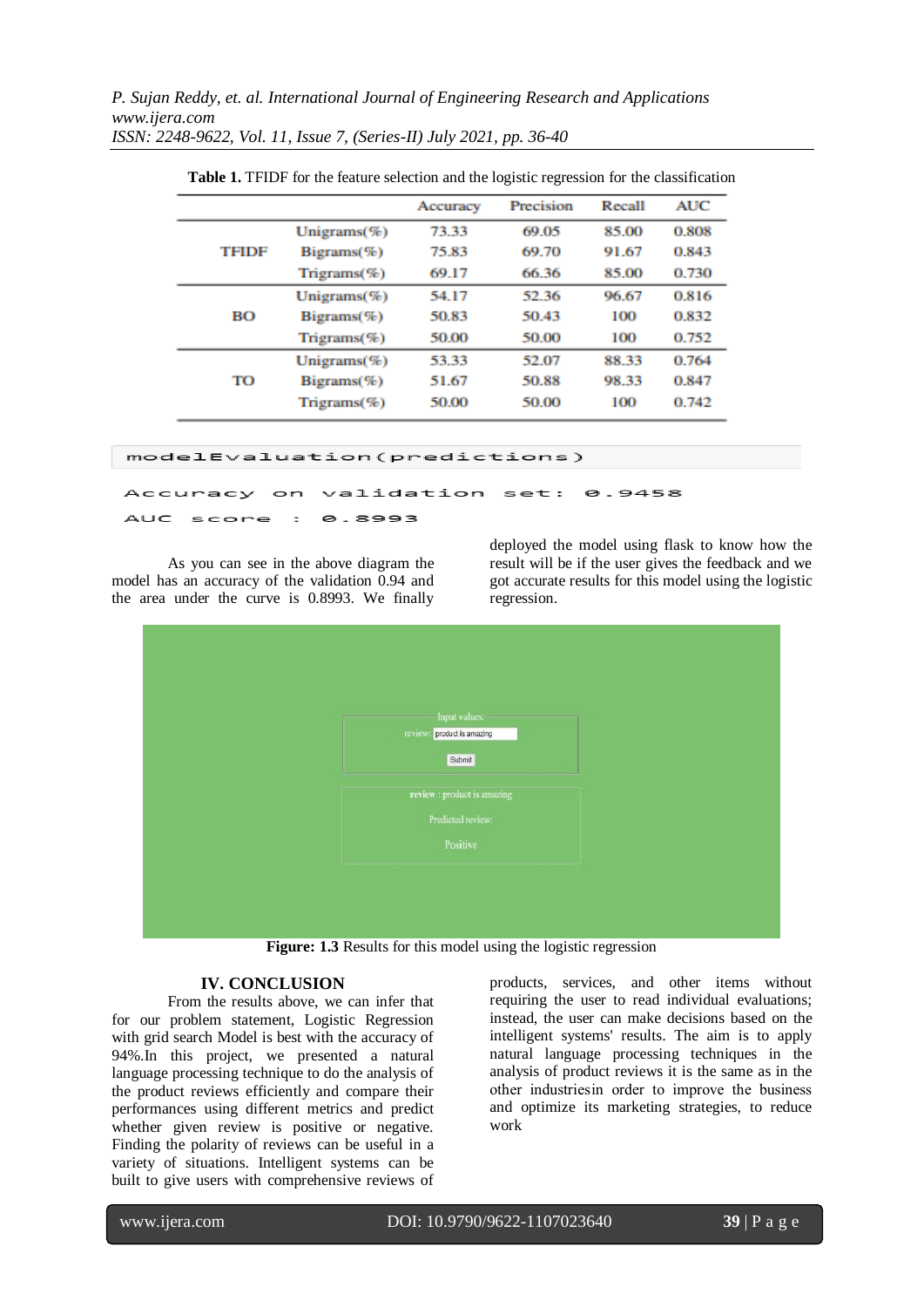**Table 1.** TFIDF for the feature selection and the logistic regression for the classification

| | | Accuracy | Precision | Recall | AUC |
|---|---|---|---|---|---|
| TFIDF | Unigrams(%) | 73.33 | 69.05 | 85.00 | 0.808 |
| | Bigrams(%) | 75.83 | 69.70 | 91.67 | 0.843 |
| | Trigrams(%) | 69.17 | 66.36 | 85.00 | 0.730 |
| BO | Unigrams(%) | 54.17 | 52.36 | 96.67 | 0.816 |
| | Bigrams(%) | 50.83 | 50.43 | 100 | 0.832 |
| | Trigrams(%) | 50.00 | 50.00 | 100 | 0.752 |
| TO | Unigrams(%) | 53.33 | 52.07 | 88.33 | 0.764 |
| | Bigrams(%) | 51.67 | 50.88 | 98.33 | 0.847 |
| | Trigrams(%) | 50.00 | 50.00 | 100 | 0.742 |

```
modelEvaluation(predictions)

Accuracy on validation set: 0.9458
AUC score : 0.8993
```

As you can see in the above diagram the model has an accuracy of the validation 0.94 and the area under the curve is 0.8993. We finally deployed the model using flask to know how the result will be if the user gives the feedback and we got accurate results for this model using the logistic regression.

Input values:
review: product is amazing
Submit

review : product is amazing
Predicted review:
Positive

**Figure: 1.3** Results for this model using the logistic regression

## IV. CONCLUSION

From the results above, we can infer that for our problem statement, Logistic Regression with grid search Model is best with the accuracy of 94%.In this project, we presented a natural language processing technique to do the analysis of the product reviews efficiently and compare their performances using different metrics and predict whether given review is positive or negative. Finding the polarity of reviews can be useful in a variety of situations. Intelligent systems can be built to give users with comprehensive reviews of products, services, and other items without requiring the user to read individual evaluations; instead, the user can make decisions based on the intelligent systems' results. The aim is to apply natural language processing techniques in the analysis of product reviews it is the same as in the other industriesin order to improve the business and optimize its marketing strategies, to reduce work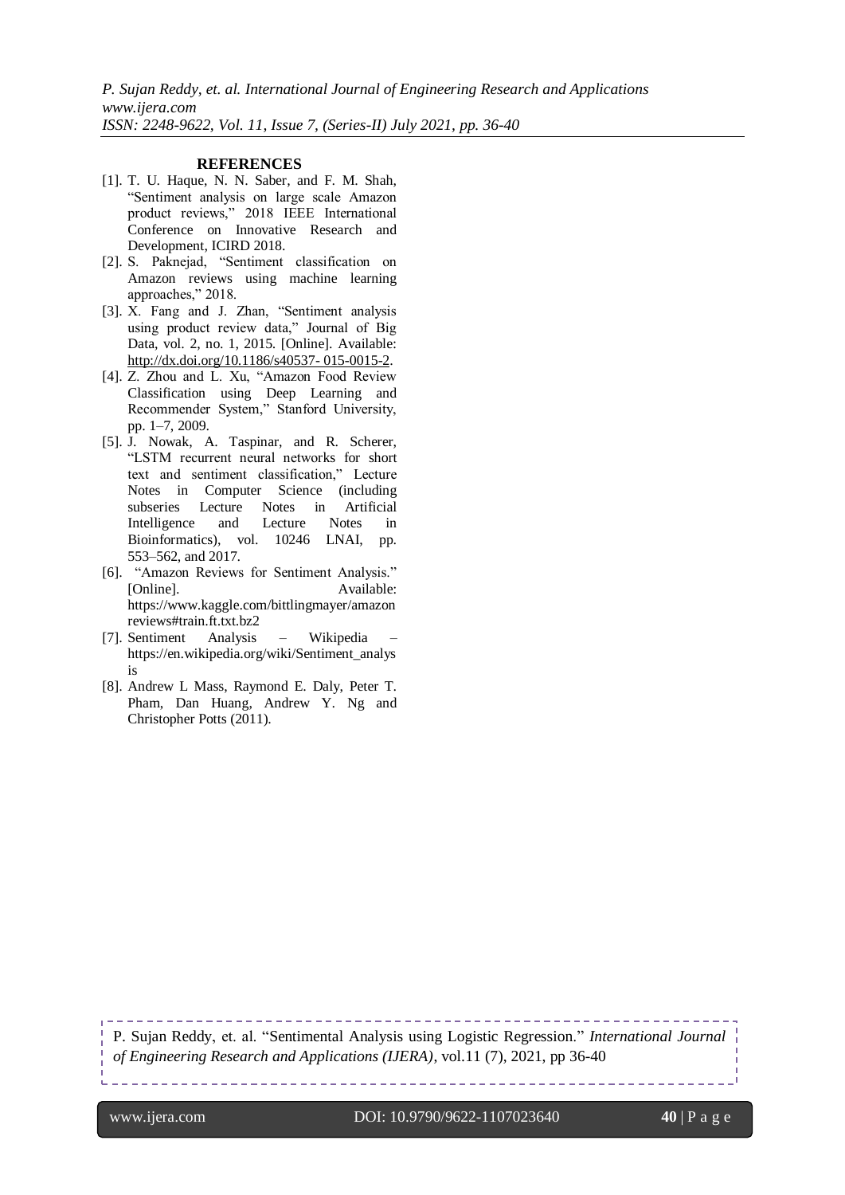## REFERENCES

[1]. T. U. Haque, N. N. Saber, and F. M. Shah, "Sentiment analysis on large scale Amazon product reviews," 2018 IEEE International Conference on Innovative Research and Development, ICIRD 2018.

[2]. S. Paknejad, "Sentiment classification on Amazon reviews using machine learning approaches," 2018.

[3]. X. Fang and J. Zhan, "Sentiment analysis using product review data," Journal of Big Data, vol. 2, no. 1, 2015. [Online]. Available: http://dx.doi.org/10.1186/s40537- 015-0015-2.

[4]. Z. Zhou and L. Xu, "Amazon Food Review Classification using Deep Learning and Recommender System," Stanford University, pp. 1–7, 2009.

[5]. J. Nowak, A. Taspinar, and R. Scherer, "LSTM recurrent neural networks for short text and sentiment classification," Lecture Notes in Computer Science (including subseries Lecture Notes in Artificial Intelligence and Lecture Notes in Bioinformatics), vol. 10246 LNAI, pp. 553–562, and 2017.

[6]. "Amazon Reviews for Sentiment Analysis." [Online]. Available: https://www.kaggle.com/bittlingmayer/amazonreviews#train.ft.txt.bz2

[7]. Sentiment Analysis – Wikipedia – https://en.wikipedia.org/wiki/Sentiment_analysis

[8]. Andrew L Mass, Raymond E. Daly, Peter T. Pham, Dan Huang, Andrew Y. Ng and Christopher Potts (2011).

P. Sujan Reddy, et. al. "Sentimental Analysis using Logistic Regression." *International Journal of Engineering Research and Applications (IJERA)*, vol.11 (7), 2021, pp 36-40